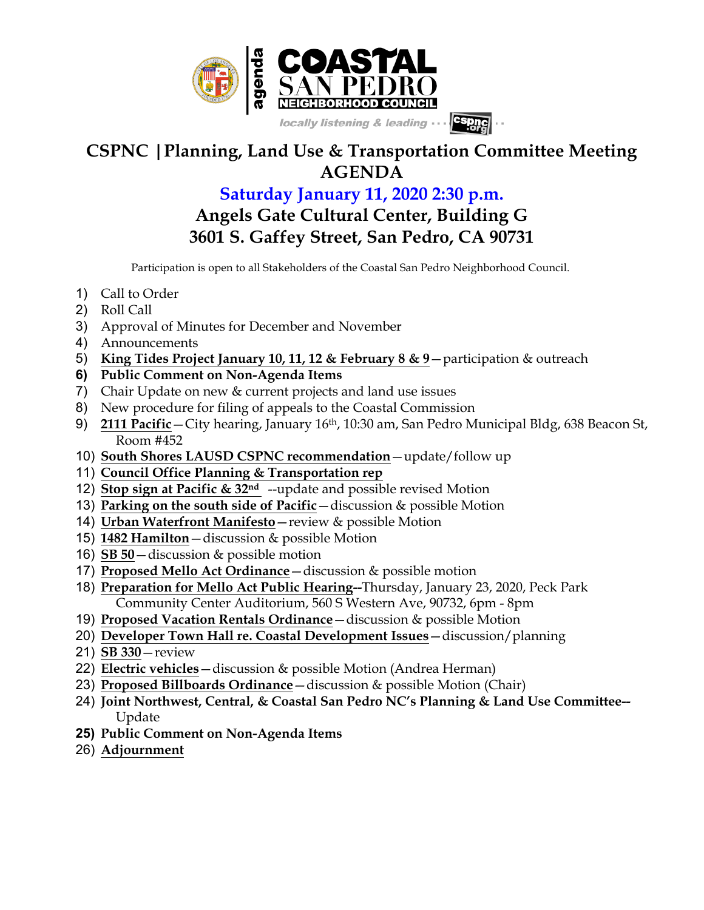agenda

COASTAL SAN PEDRO NEIGHBORHOOD COUNCIL

locally listening & leading ··· cspnc.org

# CSPNC | Planning, Land Use & Transportation Committee Meeting AGENDA

## Saturday January 11, 2020 2:30 p.m.

## Angels Gate Cultural Center, Building G
## 3601 S. Gaffey Street, San Pedro, CA 90731

Participation is open to all Stakeholders of the Coastal San Pedro Neighborhood Council.

1) Call to Order
2) Roll Call
3) Approval of Minutes for December and November
4) Announcements
5) **King Tides Project January 10, 11, 12 & February 8 & 9**—participation & outreach
6) **Public Comment on Non-Agenda Items**
7) Chair Update on new & current projects and land use issues
8) New procedure for filing of appeals to the Coastal Commission
9) **2111 Pacific**—City hearing, January 16th, 10:30 am, San Pedro Municipal Bldg, 638 Beacon St, Room #452
10) **South Shores LAUSD CSPNC recommendation**—update/follow up
11) **Council Office Planning & Transportation rep**
12) **Stop sign at Pacific & 32nd** --update and possible revised Motion
13) **Parking on the south side of Pacific**—discussion & possible Motion
14) **Urban Waterfront Manifesto**—review & possible Motion
15) **1482 Hamilton**—discussion & possible Motion
16) **SB 50**—discussion & possible motion
17) **Proposed Mello Act Ordinance**—discussion & possible motion
18) **Preparation for Mello Act Public Hearing**--Thursday, January 23, 2020, Peck Park Community Center Auditorium, 560 S Western Ave, 90732, 6pm - 8pm
19) **Proposed Vacation Rentals Ordinance**—discussion & possible Motion
20) **Developer Town Hall re. Coastal Development Issues**—discussion/planning
21) **SB 330**—review
22) **Electric vehicles**—discussion & possible Motion (Andrea Herman)
23) **Proposed Billboards Ordinance**—discussion & possible Motion (Chair)
24) **Joint Northwest, Central, & Coastal San Pedro NC's Planning & Land Use Committee--** Update
25) **Public Comment on Non-Agenda Items**
26) **Adjournment**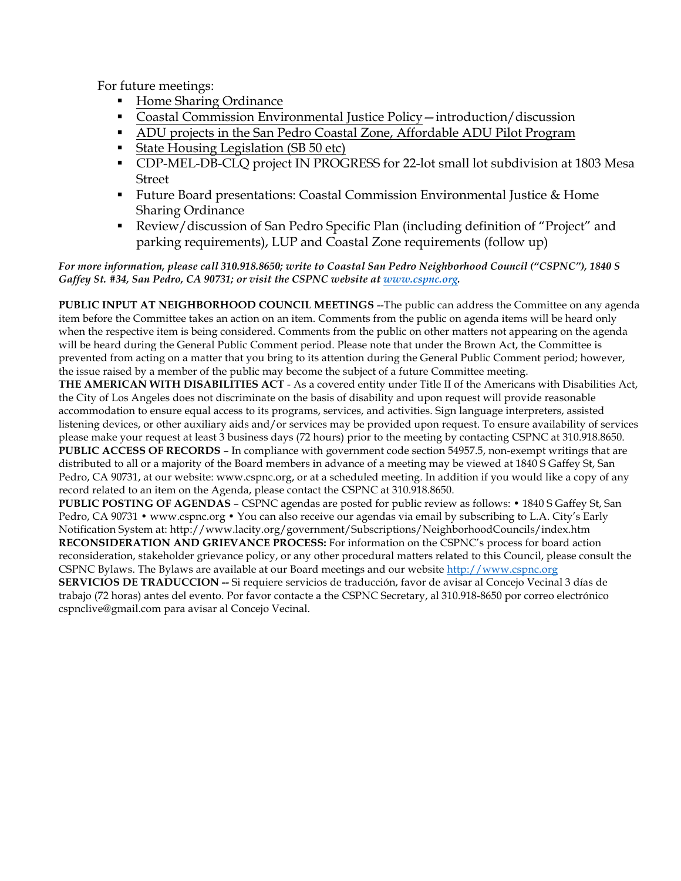For future meetings:

- Home Sharing Ordinance
- Coastal Commission Environmental Justice Policy—introduction/discussion
- ADU projects in the San Pedro Coastal Zone, Affordable ADU Pilot Program
- State Housing Legislation (SB 50 etc)
- CDP-MEL-DB-CLQ project IN PROGRESS for 22-lot small lot subdivision at 1803 Mesa Street
- Future Board presentations: Coastal Commission Environmental Justice & Home Sharing Ordinance
- Review/discussion of San Pedro Specific Plan (including definition of "Project" and parking requirements), LUP and Coastal Zone requirements (follow up)

***For more information, please call 310.918.8650; write to Coastal San Pedro Neighborhood Council ("CSPNC"), 1840 S Gaffey St. #34, San Pedro, CA 90731; or visit the CSPNC website at [www.cspnc.org](http://www.cspnc.org).***

**PUBLIC INPUT AT NEIGHBORHOOD COUNCIL MEETINGS** --The public can address the Committee on any agenda item before the Committee takes an action on an item. Comments from the public on agenda items will be heard only when the respective item is being considered. Comments from the public on other matters not appearing on the agenda will be heard during the General Public Comment period. Please note that under the Brown Act, the Committee is prevented from acting on a matter that you bring to its attention during the General Public Comment period; however, the issue raised by a member of the public may become the subject of a future Committee meeting.

**THE AMERICAN WITH DISABILITIES ACT** - As a covered entity under Title II of the Americans with Disabilities Act, the City of Los Angeles does not discriminate on the basis of disability and upon request will provide reasonable accommodation to ensure equal access to its programs, services, and activities. Sign language interpreters, assisted listening devices, or other auxiliary aids and/or services may be provided upon request. To ensure availability of services please make your request at least 3 business days (72 hours) prior to the meeting by contacting CSPNC at 310.918.8650.

**PUBLIC ACCESS OF RECORDS** – In compliance with government code section 54957.5, non-exempt writings that are distributed to all or a majority of the Board members in advance of a meeting may be viewed at 1840 S Gaffey St, San Pedro, CA 90731, at our website: www.cspnc.org, or at a scheduled meeting. In addition if you would like a copy of any record related to an item on the Agenda, please contact the CSPNC at 310.918.8650.

**PUBLIC POSTING OF AGENDAS** – CSPNC agendas are posted for public review as follows: • 1840 S Gaffey St, San Pedro, CA 90731 • www.cspnc.org • You can also receive our agendas via email by subscribing to L.A. City's Early Notification System at: http://www.lacity.org/government/Subscriptions/NeighborhoodCouncils/index.htm

**RECONSIDERATION AND GRIEVANCE PROCESS:** For information on the CSPNC's process for board action reconsideration, stakeholder grievance policy, or any other procedural matters related to this Council, please consult the CSPNC Bylaws. The Bylaws are available at our Board meetings and our website [http://www.cspnc.org](http://www.cspnc.org)

**SERVICIOS DE TRADUCCION --** Si requiere servicios de traducción, favor de avisar al Concejo Vecinal 3 días de trabajo (72 horas) antes del evento. Por favor contacte a the CSPNC Secretary, al 310.918-8650 por correo electrónico cspnclive@gmail.com para avisar al Concejo Vecinal.